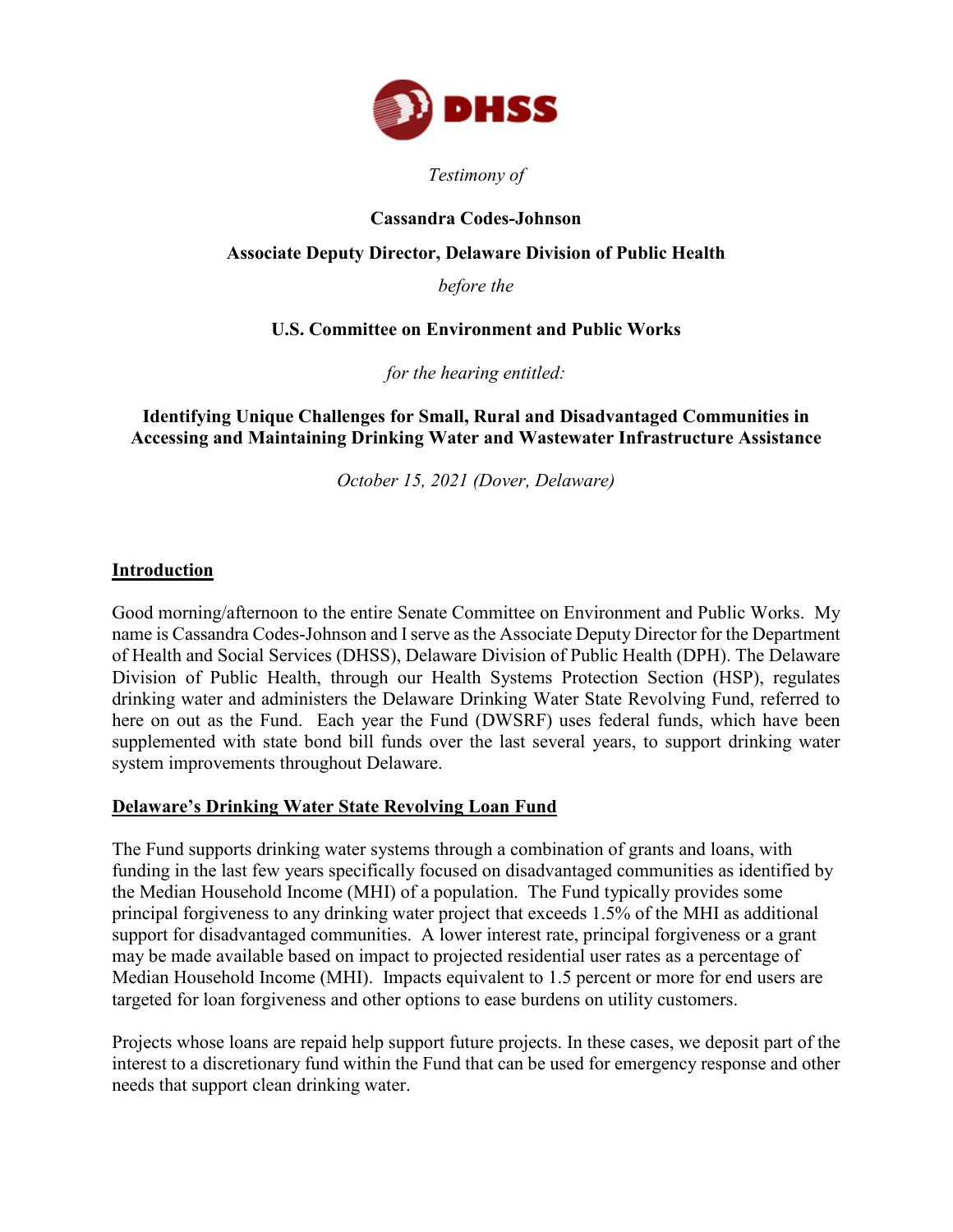DHSS

*Testimony of*

**Cassandra Codes-Johnson**

**Associate Deputy Director, Delaware Division of Public Health**

*before the*

**U.S. Committee on Environment and Public Works**

*for the hearing entitled:*

**Identifying Unique Challenges for Small, Rural and Disadvantaged Communities in Accessing and Maintaining Drinking Water and Wastewater Infrastructure Assistance**

*October 15, 2021 (Dover, Delaware)*

## Introduction

Good morning/afternoon to the entire Senate Committee on Environment and Public Works. My name is Cassandra Codes-Johnson and I serve as the Associate Deputy Director for the Department of Health and Social Services (DHSS), Delaware Division of Public Health (DPH). The Delaware Division of Public Health, through our Health Systems Protection Section (HSP), regulates drinking water and administers the Delaware Drinking Water State Revolving Fund, referred to here on out as the Fund. Each year the Fund (DWSRF) uses federal funds, which have been supplemented with state bond bill funds over the last several years, to support drinking water system improvements throughout Delaware.

## Delaware's Drinking Water State Revolving Loan Fund

The Fund supports drinking water systems through a combination of grants and loans, with funding in the last few years specifically focused on disadvantaged communities as identified by the Median Household Income (MHI) of a population. The Fund typically provides some principal forgiveness to any drinking water project that exceeds 1.5% of the MHI as additional support for disadvantaged communities. A lower interest rate, principal forgiveness or a grant may be made available based on impact to projected residential user rates as a percentage of Median Household Income (MHI). Impacts equivalent to 1.5 percent or more for end users are targeted for loan forgiveness and other options to ease burdens on utility customers.

Projects whose loans are repaid help support future projects. In these cases, we deposit part of the interest to a discretionary fund within the Fund that can be used for emergency response and other needs that support clean drinking water.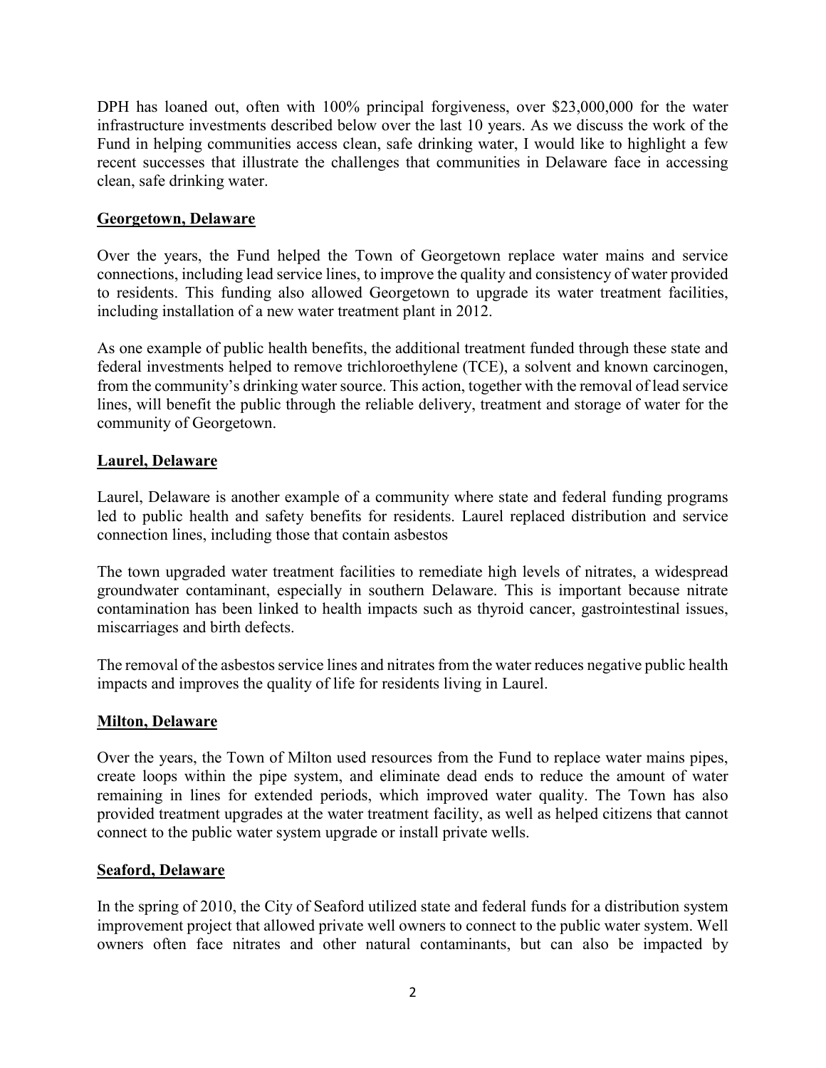DPH has loaned out, often with 100% principal forgiveness, over $23,000,000 for the water infrastructure investments described below over the last 10 years. As we discuss the work of the Fund in helping communities access clean, safe drinking water, I would like to highlight a few recent successes that illustrate the challenges that communities in Delaware face in accessing clean, safe drinking water.

**Georgetown, Delaware**

Over the years, the Fund helped the Town of Georgetown replace water mains and service connections, including lead service lines, to improve the quality and consistency of water provided to residents. This funding also allowed Georgetown to upgrade its water treatment facilities, including installation of a new water treatment plant in 2012.

As one example of public health benefits, the additional treatment funded through these state and federal investments helped to remove trichloroethylene (TCE), a solvent and known carcinogen, from the community's drinking water source. This action, together with the removal of lead service lines, will benefit the public through the reliable delivery, treatment and storage of water for the community of Georgetown.

**Laurel, Delaware**

Laurel, Delaware is another example of a community where state and federal funding programs led to public health and safety benefits for residents. Laurel replaced distribution and service connection lines, including those that contain asbestos

The town upgraded water treatment facilities to remediate high levels of nitrates, a widespread groundwater contaminant, especially in southern Delaware. This is important because nitrate contamination has been linked to health impacts such as thyroid cancer, gastrointestinal issues, miscarriages and birth defects.

The removal of the asbestos service lines and nitrates from the water reduces negative public health impacts and improves the quality of life for residents living in Laurel.

**Milton, Delaware**

Over the years, the Town of Milton used resources from the Fund to replace water mains pipes, create loops within the pipe system, and eliminate dead ends to reduce the amount of water remaining in lines for extended periods, which improved water quality. The Town has also provided treatment upgrades at the water treatment facility, as well as helped citizens that cannot connect to the public water system upgrade or install private wells.

**Seaford, Delaware**

In the spring of 2010, the City of Seaford utilized state and federal funds for a distribution system improvement project that allowed private well owners to connect to the public water system. Well owners often face nitrates and other natural contaminants, but can also be impacted by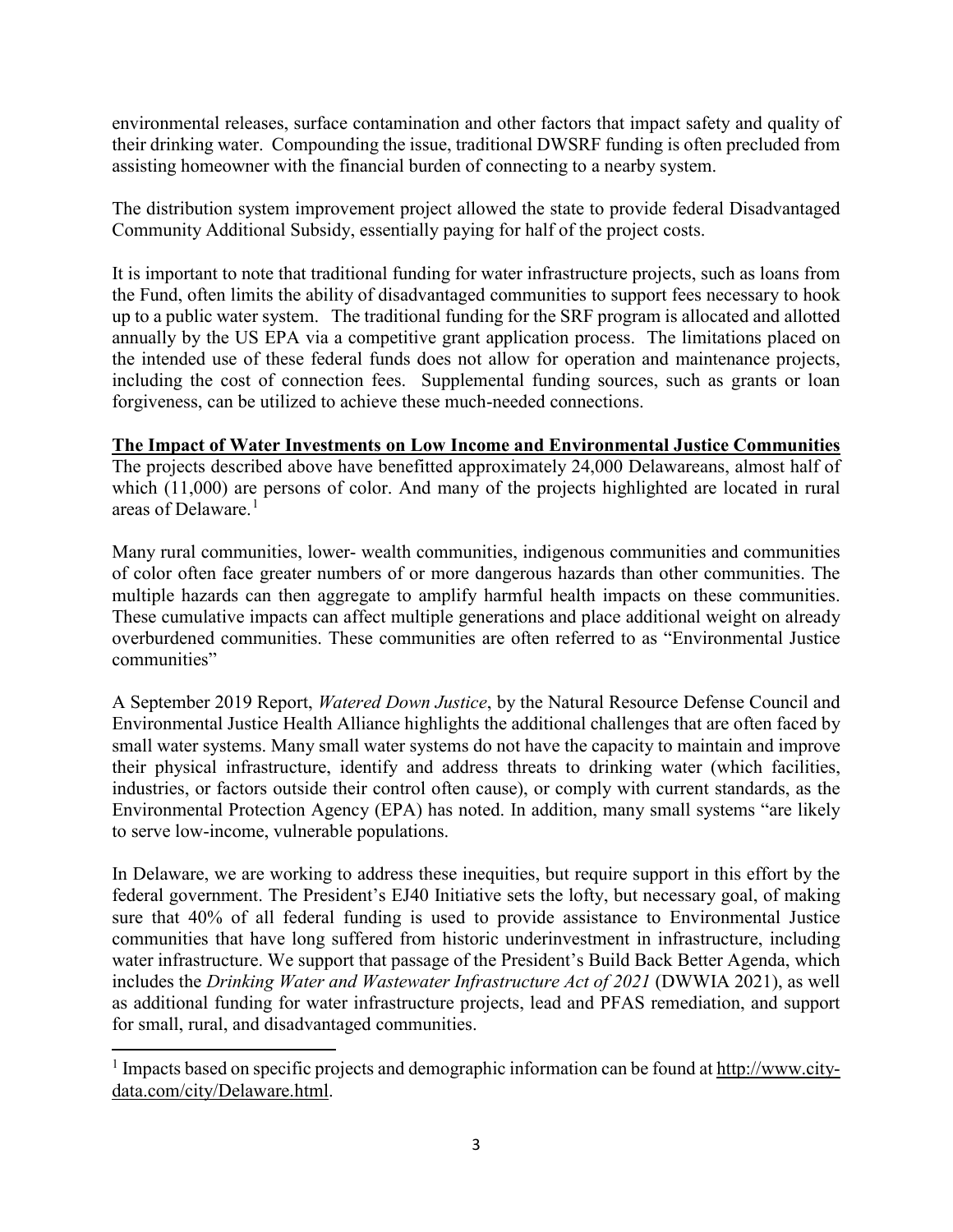environmental releases, surface contamination and other factors that impact safety and quality of their drinking water. Compounding the issue, traditional DWSRF funding is often precluded from assisting homeowner with the financial burden of connecting to a nearby system.

The distribution system improvement project allowed the state to provide federal Disadvantaged Community Additional Subsidy, essentially paying for half of the project costs.

It is important to note that traditional funding for water infrastructure projects, such as loans from the Fund, often limits the ability of disadvantaged communities to support fees necessary to hook up to a public water system. The traditional funding for the SRF program is allocated and allotted annually by the US EPA via a competitive grant application process. The limitations placed on the intended use of these federal funds does not allow for operation and maintenance projects, including the cost of connection fees. Supplemental funding sources, such as grants or loan forgiveness, can be utilized to achieve these much-needed connections.

**The Impact of Water Investments on Low Income and Environmental Justice Communities**

The projects described above have benefitted approximately 24,000 Delawareans, almost half of which (11,000) are persons of color. And many of the projects highlighted are located in rural areas of Delaware.[1]

Many rural communities, lower- wealth communities, indigenous communities and communities of color often face greater numbers of or more dangerous hazards than other communities. The multiple hazards can then aggregate to amplify harmful health impacts on these communities. These cumulative impacts can affect multiple generations and place additional weight on already overburdened communities. These communities are often referred to as "Environmental Justice communities"

A September 2019 Report, *Watered Down Justice*, by the Natural Resource Defense Council and Environmental Justice Health Alliance highlights the additional challenges that are often faced by small water systems. Many small water systems do not have the capacity to maintain and improve their physical infrastructure, identify and address threats to drinking water (which facilities, industries, or factors outside their control often cause), or comply with current standards, as the Environmental Protection Agency (EPA) has noted. In addition, many small systems "are likely to serve low-income, vulnerable populations.

In Delaware, we are working to address these inequities, but require support in this effort by the federal government. The President's EJ40 Initiative sets the lofty, but necessary goal, of making sure that 40% of all federal funding is used to provide assistance to Environmental Justice communities that have long suffered from historic underinvestment in infrastructure, including water infrastructure. We support that passage of the President's Build Back Better Agenda, which includes the *Drinking Water and Wastewater Infrastructure Act of 2021* (DWWIA 2021), as well as additional funding for water infrastructure projects, lead and PFAS remediation, and support for small, rural, and disadvantaged communities.

[1] Impacts based on specific projects and demographic information can be found at http://www.city-data.com/city/Delaware.html.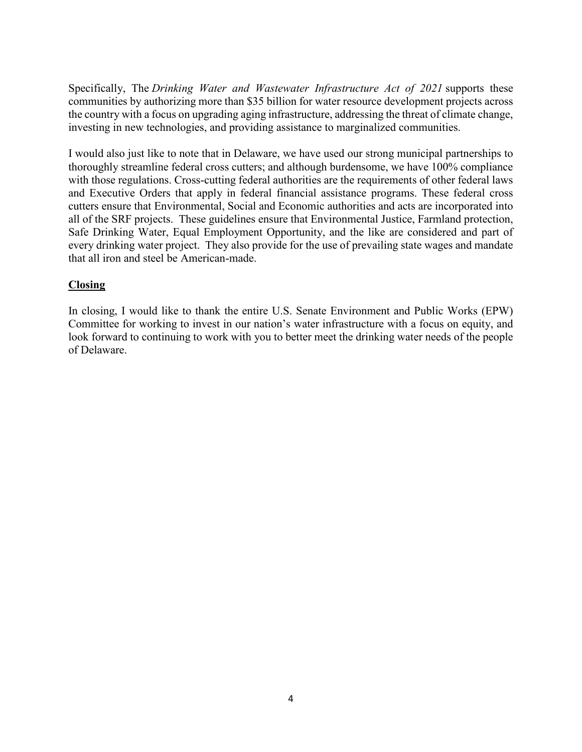Specifically, The *Drinking Water and Wastewater Infrastructure Act of 2021* supports these communities by authorizing more than $35 billion for water resource development projects across the country with a focus on upgrading aging infrastructure, addressing the threat of climate change, investing in new technologies, and providing assistance to marginalized communities.

I would also just like to note that in Delaware, we have used our strong municipal partnerships to thoroughly streamline federal cross cutters; and although burdensome, we have 100% compliance with those regulations. Cross-cutting federal authorities are the requirements of other federal laws and Executive Orders that apply in federal financial assistance programs. These federal cross cutters ensure that Environmental, Social and Economic authorities and acts are incorporated into all of the SRF projects. These guidelines ensure that Environmental Justice, Farmland protection, Safe Drinking Water, Equal Employment Opportunity, and the like are considered and part of every drinking water project. They also provide for the use of prevailing state wages and mandate that all iron and steel be American-made.

## Closing

In closing, I would like to thank the entire U.S. Senate Environment and Public Works (EPW) Committee for working to invest in our nation's water infrastructure with a focus on equity, and look forward to continuing to work with you to better meet the drinking water needs of the people of Delaware.